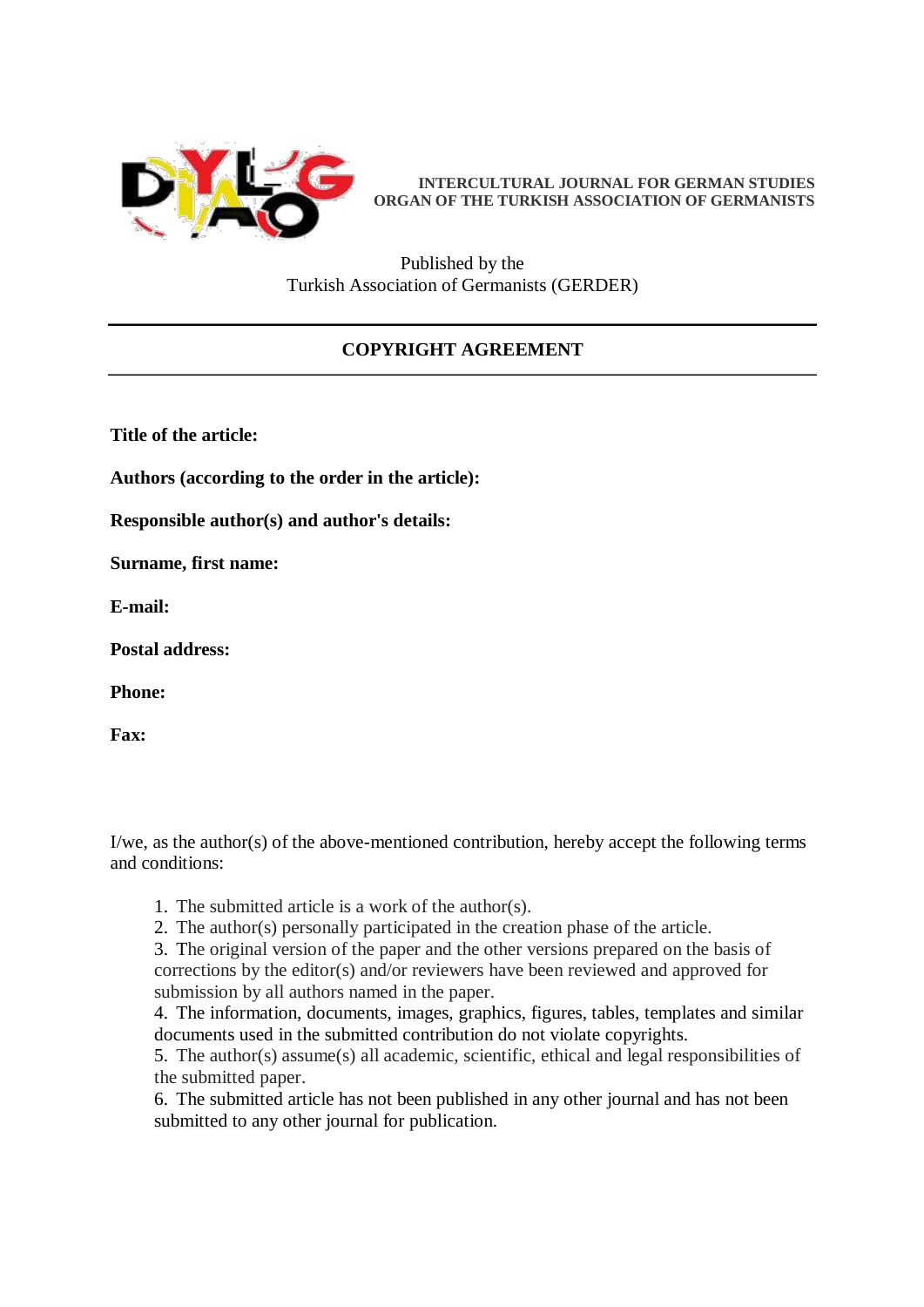**INTERCULTURAL JOURNAL FOR GERMAN STUDIES**
**ORGAN OF THE TURKISH ASSOCIATION OF GERMANISTS**

Published by the
Turkish Association of Germanists (GERDER)

---

## COPYRIGHT AGREEMENT

---

**Title of the article:**

**Authors (according to the order in the article):**

**Responsible author(s) and author's details:**

**Surname, first name:**

**E-mail:**

**Postal address:**

**Phone:**

**Fax:**

I/we, as the author(s) of the above-mentioned contribution, hereby accept the following terms and conditions:

1. The submitted article is a work of the author(s).
2. The author(s) personally participated in the creation phase of the article.
3. The original version of the paper and the other versions prepared on the basis of corrections by the editor(s) and/or reviewers have been reviewed and approved for submission by all authors named in the paper.
4. The information, documents, images, graphics, figures, tables, templates and similar documents used in the submitted contribution do not violate copyrights.
5. The author(s) assume(s) all academic, scientific, ethical and legal responsibilities of the submitted paper.
6. The submitted article has not been published in any other journal and has not been submitted to any other journal for publication.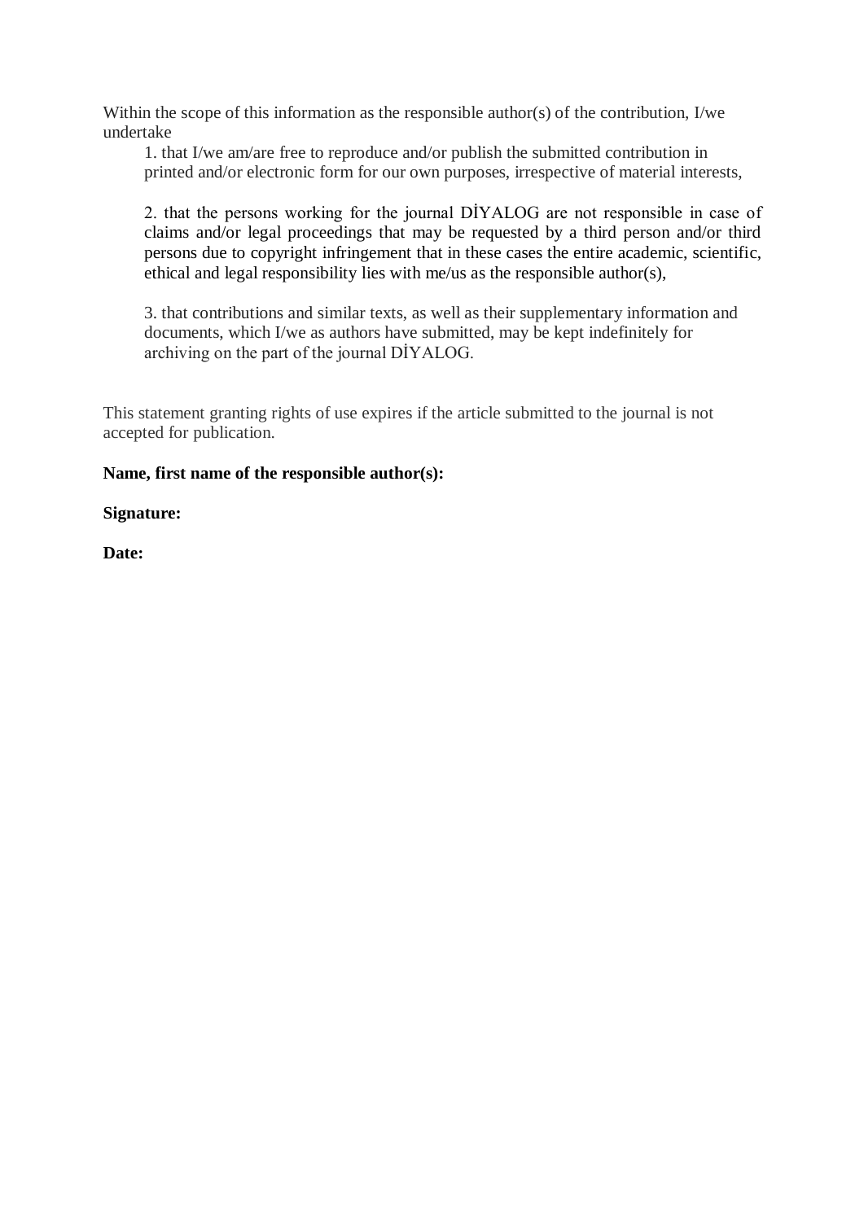Within the scope of this information as the responsible author(s) of the contribution, I/we undertake

1. that I/we am/are free to reproduce and/or publish the submitted contribution in printed and/or electronic form for our own purposes, irrespective of material interests,

2. that the persons working for the journal DİYALOG are not responsible in case of claims and/or legal proceedings that may be requested by a third person and/or third persons due to copyright infringement that in these cases the entire academic, scientific, ethical and legal responsibility lies with me/us as the responsible author(s),

3. that contributions and similar texts, as well as their supplementary information and documents, which I/we as authors have submitted, may be kept indefinitely for archiving on the part of the journal DİYALOG.

This statement granting rights of use expires if the article submitted to the journal is not accepted for publication.

**Name, first name of the responsible author(s):**

**Signature:**

**Date:**